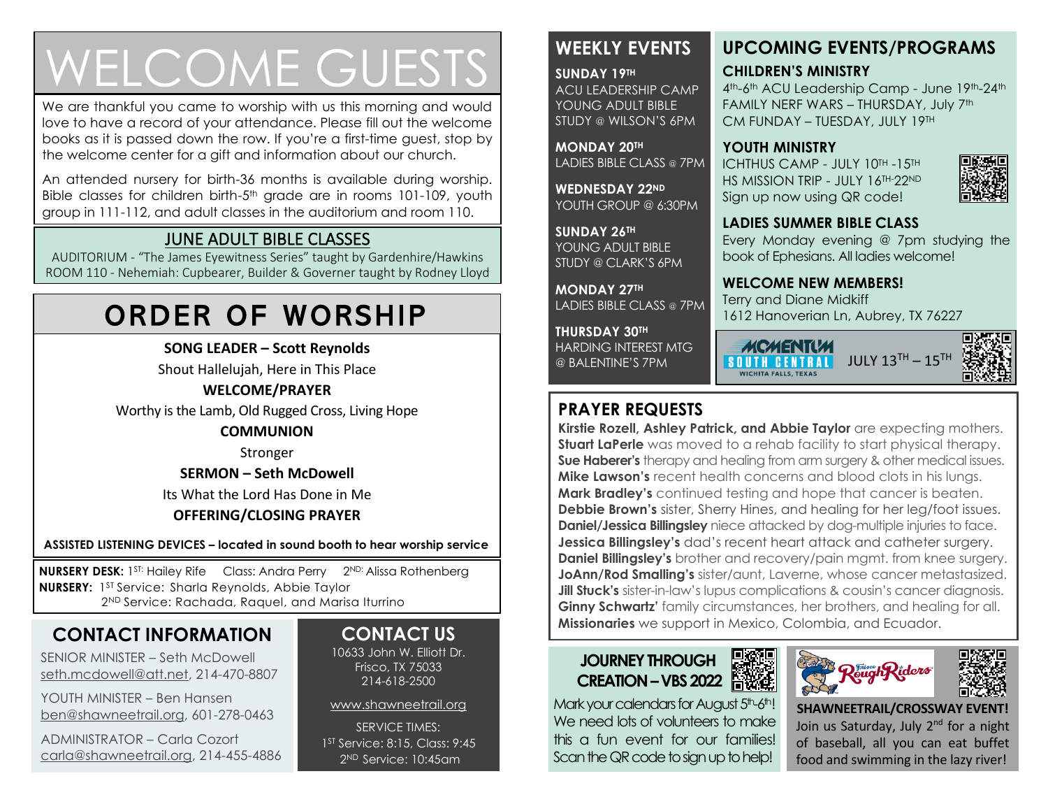# WELCOME GUESTS

We are thankful you came to worship with us this morning and would love to have a record of your attendance. Please fill out the welcome books as it is passed down the row. If you're a first-time guest, stop by the welcome center for a gift and information about our church.

An attended nursery for birth-36 months is available during worship. Bible classes for children birth-5th grade are in rooms 101-109, youth group in 111-112, and adult classes in the auditorium and room 110.

## JUNE ADULT BIBLE CLASSES

AUDITORIUM - "The James Eyewitness Series" taught by Gardenhire/Hawkins
ROOM 110 - Nehemiah: Cupbearer, Builder & Governer taught by Rodney Lloyd

# ORDER OF WORSHIP

**SONG LEADER – Scott Reynolds**

Shout Hallelujah, Here in This Place

**WELCOME/PRAYER**

Worthy is the Lamb, Old Rugged Cross, Living Hope

**COMMUNION**

Stronger

**SERMON – Seth McDowell**

Its What the Lord Has Done in Me

**OFFERING/CLOSING PRAYER**

**ASSISTED LISTENING DEVICES – located in sound booth to hear worship service**

**NURSERY DESK:** 1ST: Hailey Rife  Class: Andra Perry  2ND: Alissa Rothenberg
**NURSERY:** 1ST Service: Sharla Reynolds, Abbie Taylor
2ND Service: Rachada, Raquel, and Marisa Iturrino

## CONTACT INFORMATION

SENIOR MINISTER – Seth McDowell
seth.mcdowell@att.net, 214-470-8807

YOUTH MINISTER – Ben Hansen
ben@shawneetrail.org, 601-278-0463

ADMINISTRATOR – Carla Cozort
carla@shawneetrail.org, 214-455-4886

## CONTACT US

10633 John W. Elliott Dr.
Frisco, TX 75033
214-618-2500

www.shawneetrail.org

SERVICE TIMES:
1ST Service: 8:15, Class: 9:45
2ND Service: 10:45am

## WEEKLY EVENTS

**SUNDAY 19TH**
ACU LEADERSHIP CAMP
YOUNG ADULT BIBLE STUDY @ WILSON'S 6PM

**MONDAY 20TH**
LADIES BIBLE CLASS @ 7PM

**WEDNESDAY 22ND**
YOUTH GROUP @ 6:30PM

**SUNDAY 26TH**
YOUNG ADULT BIBLE STUDY @ CLARK'S 6PM

**MONDAY 27TH**
LADIES BIBLE CLASS @ 7PM

**THURSDAY 30TH**
HARDING INTEREST MTG @ BALENTINE'S 7PM

## UPCOMING EVENTS/PROGRAMS

### CHILDREN'S MINISTRY

4th-6th ACU Leadership Camp - June 19th-24th
FAMILY NERF WARS – THURSDAY, July 7th
CM FUNDAY – TUESDAY, JULY 19TH

### YOUTH MINISTRY

ICHTHUS CAMP - JULY 10TH -15TH
HS MISSION TRIP - JULY 16TH-22ND
Sign up now using QR code!

### LADIES SUMMER BIBLE CLASS

Every Monday evening @ 7pm studying the book of Ephesians. All ladies welcome!

### WELCOME NEW MEMBERS!

Terry and Diane Midkiff
1612 Hanoverian Ln, Aubrey, TX 76227

MOMENTUM SOUTH CENTRAL
WICHITA FALLS, TEXAS
JULY 13TH – 15TH

## PRAYER REQUESTS

**Kirstie Rozell, Ashley Patrick, and Abbie Taylor** are expecting mothers.
**Stuart LaPerle** was moved to a rehab facility to start physical therapy.
**Sue Haberer's** therapy and healing from arm surgery & other medical issues.
**Mike Lawson's** recent health concerns and blood clots in his lungs.
**Mark Bradley's** continued testing and hope that cancer is beaten.
**Debbie Brown's** sister, Sherry Hines, and healing for her leg/foot issues.
**Daniel/Jessica Billingsley** niece attacked by dog-multiple injuries to face.
**Jessica Billingsley's** dad's recent heart attack and catheter surgery.
**Daniel Billingsley's** brother and recovery/pain mgmt. from knee surgery.
**JoAnn/Rod Smalling's** sister/aunt, Laverne, whose cancer metastasized.
**Jill Stuck's** sister-in-law's lupus complications & cousin's cancer diagnosis.
**Ginny Schwartz'** family circumstances, her brothers, and healing for all.
**Missionaries** we support in Mexico, Colombia, and Ecuador.

## JOURNEY THROUGH CREATION – VBS 2022

Mark your calendars for August 5th-6th! We need lots of volunteers to make this a fun event for our families! Scan the QR code to sign up to help!

Frisco RoughRiders

**SHAWNEETRAIL/CROSSWAY EVENT!**
Join us Saturday, July 2nd for a night of baseball, all you can eat buffet food and swimming in the lazy river!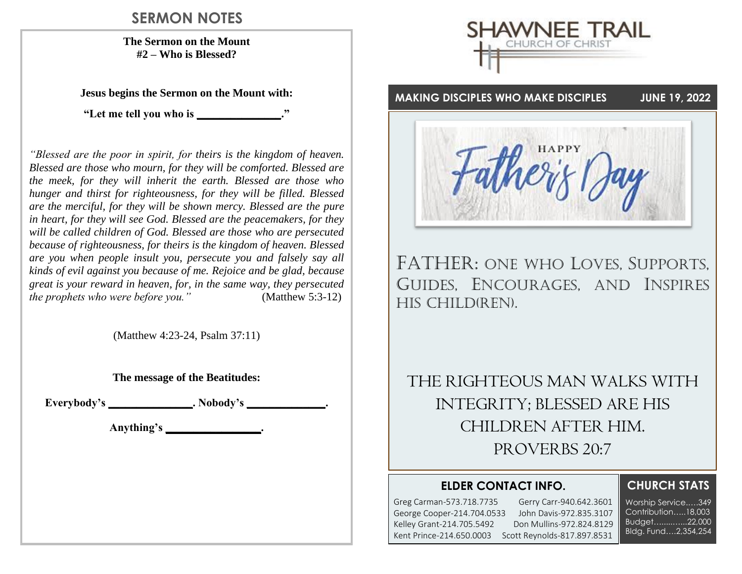## SERMON NOTES

**The Sermon on the Mount**
**#2 – Who is Blessed?**

**Jesus begins the Sermon on the Mount with:**

**"Let me tell you who is ______________."**

*"Blessed are the poor in spirit, for theirs is the kingdom of heaven. Blessed are those who mourn, for they will be comforted. Blessed are the meek, for they will inherit the earth. Blessed are those who hunger and thirst for righteousness, for they will be filled. Blessed are the merciful, for they will be shown mercy. Blessed are the pure in heart, for they will see God. Blessed are the peacemakers, for they will be called children of God. Blessed are those who are persecuted because of righteousness, for theirs is the kingdom of heaven. Blessed are you when people insult you, persecute you and falsely say all kinds of evil against you because of me. Rejoice and be glad, because great is your reward in heaven, for, in the same way, they persecuted the prophets who were before you."* (Matthew 5:3-12)

(Matthew 4:23-24, Psalm 37:11)

**The message of the Beatitudes:**

**Everybody's ______________. Nobody's ______________.**

**Anything's ________________.**

# SHAWNEE TRAIL
CHURCH OF CHRIST

**MAKING DISCIPLES WHO MAKE DISCIPLES** **JUNE 19, 2022**

HAPPY Father's Day

FATHER: ONE WHO LOVES, SUPPORTS, GUIDES, ENCOURAGES, AND INSPIRES HIS CHILD(REN).

THE RIGHTEOUS MAN WALKS WITH INTEGRITY; BLESSED ARE HIS CHILDREN AFTER HIM.
PROVERBS 20:7

### ELDER CONTACT INFO.

Greg Carman-573.718.7735
Gerry Carr-940.642.3601
George Cooper-214.704.0533
John Davis-972.835.3107
Kelley Grant-214.705.5492
Don Mullins-972.824.8129
Kent Prince-214.650.0003
Scott Reynolds-817.897.8531

### CHURCH STATS

Worship Service.....349
Contribution.....18,003
Budget............22,000
Bldg. Fund....2,354,254